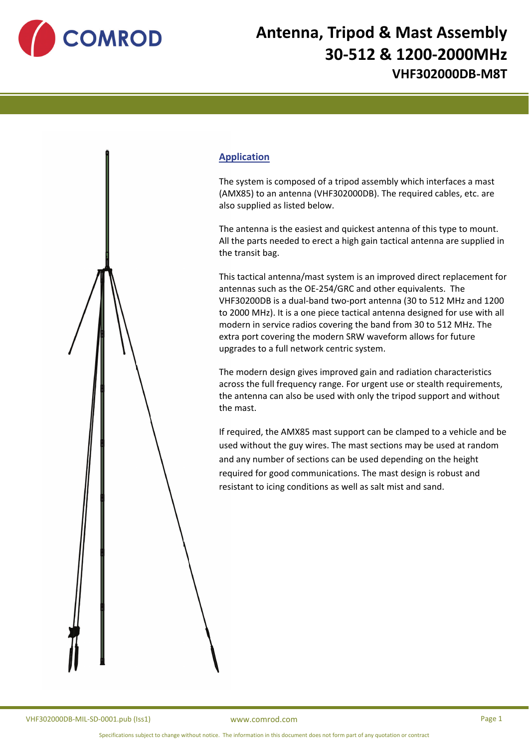# Antenna, Tripod & Mast Assembly 30-512 & 1200-2000MHz

## VHF302000DB-M8T

### Application

The system is composed of a tripod assembly which interfaces a mast (AMX85) to an antenna (VHF302000DB). The required cables, etc. are also supplied as listed below.

The antenna is the easiest and quickest antenna of this type to mount. All the parts needed to erect a high gain tactical antenna are supplied in the transit bag.

This tactical antenna/mast system is an improved direct replacement for antennas such as the OE-254/GRC and other equivalents. The VHF30200DB is a dual-band two-port antenna (30 to 512 MHz and 1200 to 2000 MHz). It is a one piece tactical antenna designed for use with all modern in service radios covering the band from 30 to 512 MHz. The extra port covering the modern SRW waveform allows for future upgrades to a full network centric system.

The modern design gives improved gain and radiation characteristics across the full frequency range. For urgent use or stealth requirements, the antenna can also be used with only the tripod support and without the mast.

If required, the AMX85 mast support can be clamped to a vehicle and be used without the guy wires. The mast sections may be used at random and any number of sections can be used depending on the height required for good communications. The mast design is robust and resistant to icing conditions as well as salt mist and sand.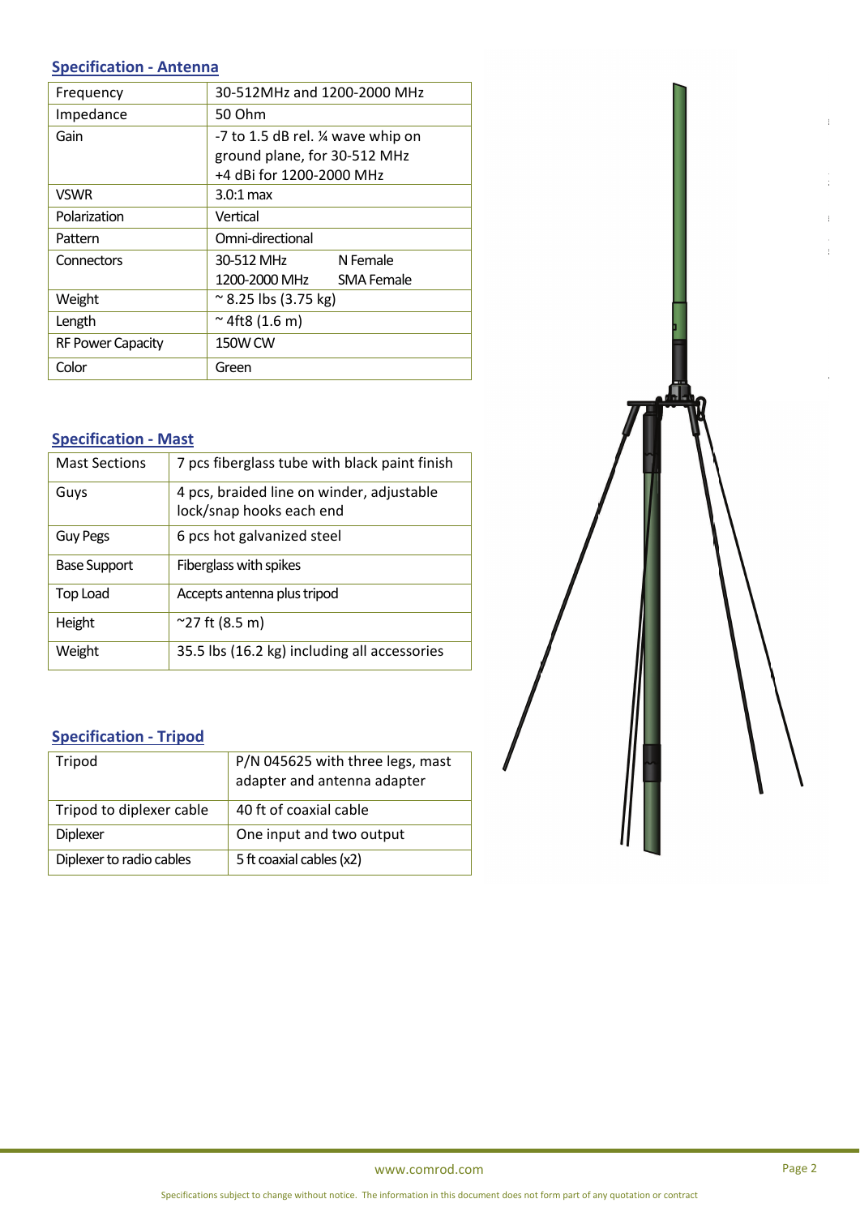## Specification - Antenna

| | |
|---|---|
| Frequency | 30-512MHz and 1200-2000 MHz |
| Impedance | 50 Ohm |
| Gain | -7 to 1.5 dB rel. ¼ wave whip on ground plane, for 30-512 MHz<br>+4 dBi for 1200-2000 MHz |
| VSWR | 3.0:1 max |
| Polarization | Vertical |
| Pattern | Omni-directional |
| Connectors | 30-512 MHz N Female<br>1200-2000 MHz SMA Female |
| Weight | ~ 8.25 lbs (3.75 kg) |
| Length | ~ 4ft8 (1.6 m) |
| RF Power Capacity | 150W CW |
| Color | Green |

## Specification - Mast

| | |
|---|---|
| Mast Sections | 7 pcs fiberglass tube with black paint finish |
| Guys | 4 pcs, braided line on winder, adjustable lock/snap hooks each end |
| Guy Pegs | 6 pcs hot galvanized steel |
| Base Support | Fiberglass with spikes |
| Top Load | Accepts antenna plus tripod |
| Height | ~27 ft (8.5 m) |
| Weight | 35.5 lbs (16.2 kg) including all accessories |

## Specification - Tripod

| | |
|---|---|
| Tripod | P/N 045625 with three legs, mast adapter and antenna adapter |
| Tripod to diplexer cable | 40 ft of coaxial cable |
| Diplexer | One input and two output |
| Diplexer to radio cables | 5 ft coaxial cables (x2) |

www.comrod.com

Specifications subject to change without notice. The information in this document does not form part of any quotation or contract